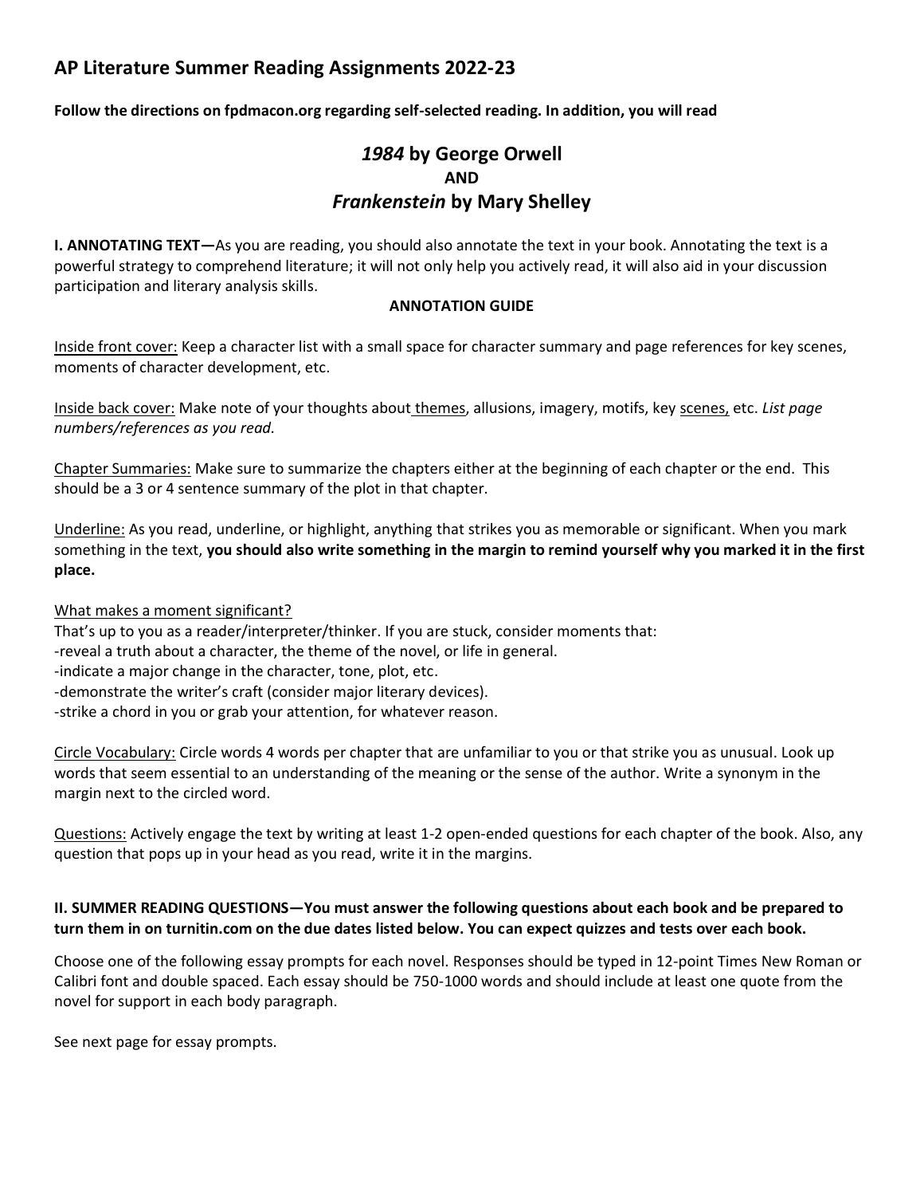## AP Literature Summer Reading Assignments 2022-23

**Follow the directions on fpdmacon.org regarding self-selected reading. In addition, you will read**

### *1984* by George Orwell
### AND
### *Frankenstein* by Mary Shelley

**I. ANNOTATING TEXT—**As you are reading, you should also annotate the text in your book. Annotating the text is a powerful strategy to comprehend literature; it will not only help you actively read, it will also aid in your discussion participation and literary analysis skills.

**ANNOTATION GUIDE**

<u>Inside front cover:</u> Keep a character list with a small space for character summary and page references for key scenes, moments of character development, etc.

<u>Inside back cover:</u> Make note of your thoughts about <u>themes</u>, allusions, imagery, motifs, key <u>scenes,</u> etc. *List page numbers/references as you read.*

<u>Chapter Summaries:</u> Make sure to summarize the chapters either at the beginning of each chapter or the end. This should be a 3 or 4 sentence summary of the plot in that chapter.

<u>Underline:</u> As you read, underline, or highlight, anything that strikes you as memorable or significant. When you mark something in the text, **you should also write something in the margin to remind yourself why you marked it in the first place.**

<u>What makes a moment significant?</u>
That's up to you as a reader/interpreter/thinker. If you are stuck, consider moments that:
-reveal a truth about a character, the theme of the novel, or life in general.
-indicate a major change in the character, tone, plot, etc.
-demonstrate the writer's craft (consider major literary devices).
-strike a chord in you or grab your attention, for whatever reason.

<u>Circle Vocabulary:</u> Circle words 4 words per chapter that are unfamiliar to you or that strike you as unusual. Look up words that seem essential to an understanding of the meaning or the sense of the author. Write a synonym in the margin next to the circled word.

<u>Questions:</u> Actively engage the text by writing at least 1-2 open-ended questions for each chapter of the book. Also, any question that pops up in your head as you read, write it in the margins.

**II. SUMMER READING QUESTIONS—You must answer the following questions about each book and be prepared to turn them in on turnitin.com on the due dates listed below. You can expect quizzes and tests over each book.**

Choose one of the following essay prompts for each novel. Responses should be typed in 12-point Times New Roman or Calibri font and double spaced. Each essay should be 750-1000 words and should include at least one quote from the novel for support in each body paragraph.

See next page for essay prompts.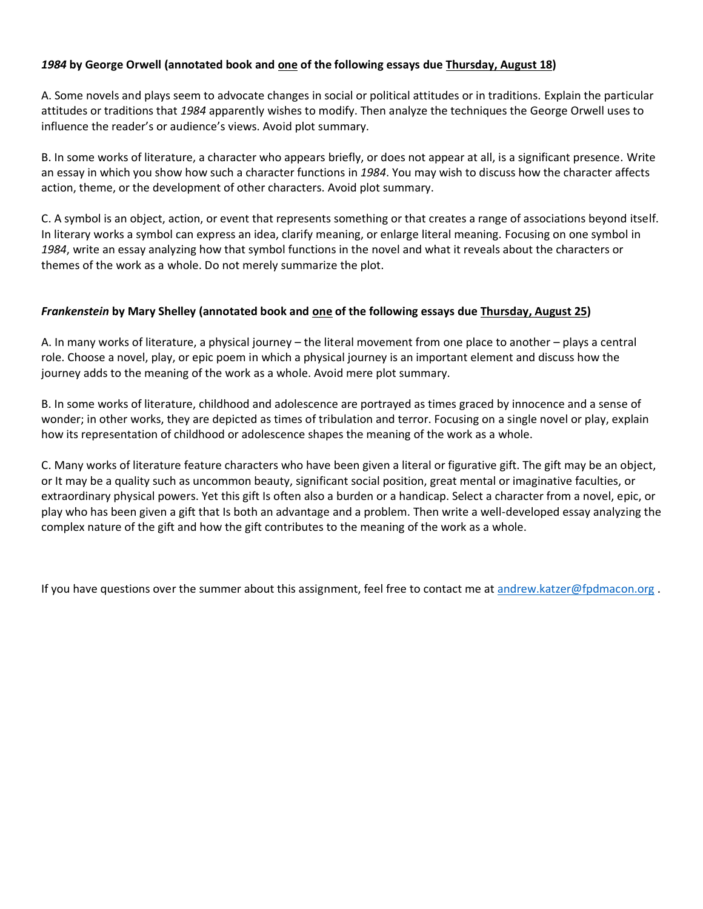***1984* by George Orwell (annotated book and <u>one</u> of the following essays due <u>Thursday, August 18</u>)**

A. Some novels and plays seem to advocate changes in social or political attitudes or in traditions. Explain the particular attitudes or traditions that *1984* apparently wishes to modify. Then analyze the techniques the George Orwell uses to influence the reader's or audience's views. Avoid plot summary.

B. In some works of literature, a character who appears briefly, or does not appear at all, is a significant presence. Write an essay in which you show how such a character functions in *1984*. You may wish to discuss how the character affects action, theme, or the development of other characters. Avoid plot summary.

C. A symbol is an object, action, or event that represents something or that creates a range of associations beyond itself. In literary works a symbol can express an idea, clarify meaning, or enlarge literal meaning. Focusing on one symbol in *1984*, write an essay analyzing how that symbol functions in the novel and what it reveals about the characters or themes of the work as a whole. Do not merely summarize the plot.

***Frankenstein* by Mary Shelley (annotated book and <u>one</u> of the following essays due <u>Thursday, August 25</u>)**

A. In many works of literature, a physical journey – the literal movement from one place to another – plays a central role. Choose a novel, play, or epic poem in which a physical journey is an important element and discuss how the journey adds to the meaning of the work as a whole. Avoid mere plot summary.

B. In some works of literature, childhood and adolescence are portrayed as times graced by innocence and a sense of wonder; in other works, they are depicted as times of tribulation and terror. Focusing on a single novel or play, explain how its representation of childhood or adolescence shapes the meaning of the work as a whole.

C. Many works of literature feature characters who have been given a literal or figurative gift. The gift may be an object, or It may be a quality such as uncommon beauty, significant social position, great mental or imaginative faculties, or extraordinary physical powers. Yet this gift Is often also a burden or a handicap. Select a character from a novel, epic, or play who has been given a gift that Is both an advantage and a problem. Then write a well-developed essay analyzing the complex nature of the gift and how the gift contributes to the meaning of the work as a whole.

If you have questions over the summer about this assignment, feel free to contact me at [andrew.katzer@fpdmacon.org](mailto:andrew.katzer@fpdmacon.org) .